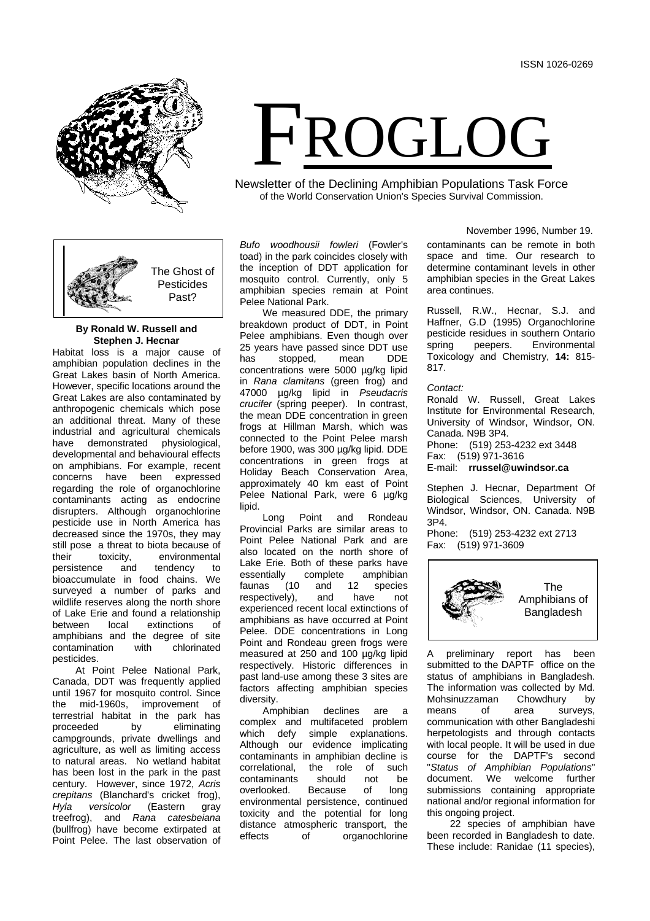ISSN 1026-0269

# FROGLOG

Newsletter of the Declining Amphibian Populations Task Force
of the World Conservation Union's Species Survival Commission.

November 1996, Number 19.

## The Ghost of Pesticides Past?

**By Ronald W. Russell and Stephen J. Hecnar**

Habitat loss is a major cause of amphibian population declines in the Great Lakes basin of North America. However, specific locations around the Great Lakes are also contaminated by anthropogenic chemicals which pose an additional threat. Many of these industrial and agricultural chemicals have demonstrated physiological, developmental and behavioural effects on amphibians. For example, recent concerns have been expressed regarding the role of organochlorine contaminants acting as endocrine disrupters. Although organochlorine pesticide use in North America has decreased since the 1970s, they may still pose a threat to biota because of their toxicity, environmental persistence and tendency to bioaccumulate in food chains. We surveyed a number of parks and wildlife reserves along the north shore of Lake Erie and found a relationship between local extinctions of amphibians and the degree of site contamination with chlorinated pesticides.

At Point Pelee National Park, Canada, DDT was frequently applied until 1967 for mosquito control. Since the mid-1960s, improvement of terrestrial habitat in the park has proceeded by eliminating campgrounds, private dwellings and agriculture, as well as limiting access to natural areas. No wetland habitat has been lost in the park in the past century. However, since 1972, *Acris crepitans* (Blanchard's cricket frog), *Hyla versicolor* (Eastern gray treefrog), and *Rana catesbeiana* (bullfrog) have become extirpated at Point Pelee. The last observation of *Bufo woodhousii fowleri* (Fowler's toad) in the park coincides closely with the inception of DDT application for mosquito control. Currently, only 5 amphibian species remain at Point Pelee National Park.

We measured DDE, the primary breakdown product of DDT, in Point Pelee amphibians. Even though over 25 years have passed since DDT use has stopped, mean DDE concentrations were 5000 µg/kg lipid in *Rana clamitans* (green frog) and 47000 µg/kg lipid in *Pseudacris crucifer* (spring peeper). In contrast, the mean DDE concentration in green frogs at Hillman Marsh, which was connected to the Point Pelee marsh before 1900, was 300 µg/kg lipid. DDE concentrations in green frogs at Holiday Beach Conservation Area, approximately 40 km east of Point Pelee National Park, were 6 µg/kg lipid.

Long Point and Rondeau Provincial Parks are similar areas to Point Pelee National Park and are also located on the north shore of Lake Erie. Both of these parks have essentially complete amphibian faunas (10 and 12 species respectively), and have not experienced recent local extinctions of amphibians as have occurred at Point Pelee. DDE concentrations in Long Point and Rondeau green frogs were measured at 250 and 100 µg/kg lipid respectively. Historic differences in past land-use among these 3 sites are factors affecting amphibian species diversity.

Amphibian declines are a complex and multifaceted problem which defy simple explanations. Although our evidence implicating contaminants in amphibian decline is correlational, the role of such contaminants should not be overlooked. Because of long environmental persistence, continued toxicity and the potential for long distance atmospheric transport, the effects of organochlorine contaminants can be remote in both space and time. Our research to determine contaminant levels in other amphibian species in the Great Lakes area continues.

Russell, R.W., Hecnar, S.J. and Haffner, G.D (1995) Organochlorine pesticide residues in southern Ontario spring peepers. Environmental Toxicology and Chemistry, **14:** 815-817.

*Contact:*
Ronald W. Russell, Great Lakes Institute for Environmental Research, University of Windsor, Windsor, ON. Canada. N9B 3P4.
Phone: (519) 253-4232 ext 3448
Fax: (519) 971-3616
E-mail: **rrussel@uwindsor.ca**

Stephen J. Hecnar, Department Of Biological Sciences, University of Windsor, Windsor, ON. Canada. N9B 3P4.
Phone: (519) 253-4232 ext 2713
Fax: (519) 971-3609

## The Amphibians of Bangladesh

A preliminary report has been submitted to the DAPTF office on the status of amphibians in Bangladesh. The information was collected by Md. Mohsinuzzaman Chowdhury by means of area surveys, communication with other Bangladeshi herpetologists and through contacts with local people. It will be used in due course for the DAPTF's second "*Status of Amphibian Populations*" document. We welcome further submissions containing appropriate national and/or regional information for this ongoing project.

22 species of amphibian have been recorded in Bangladesh to date. These include: Ranidae (11 species),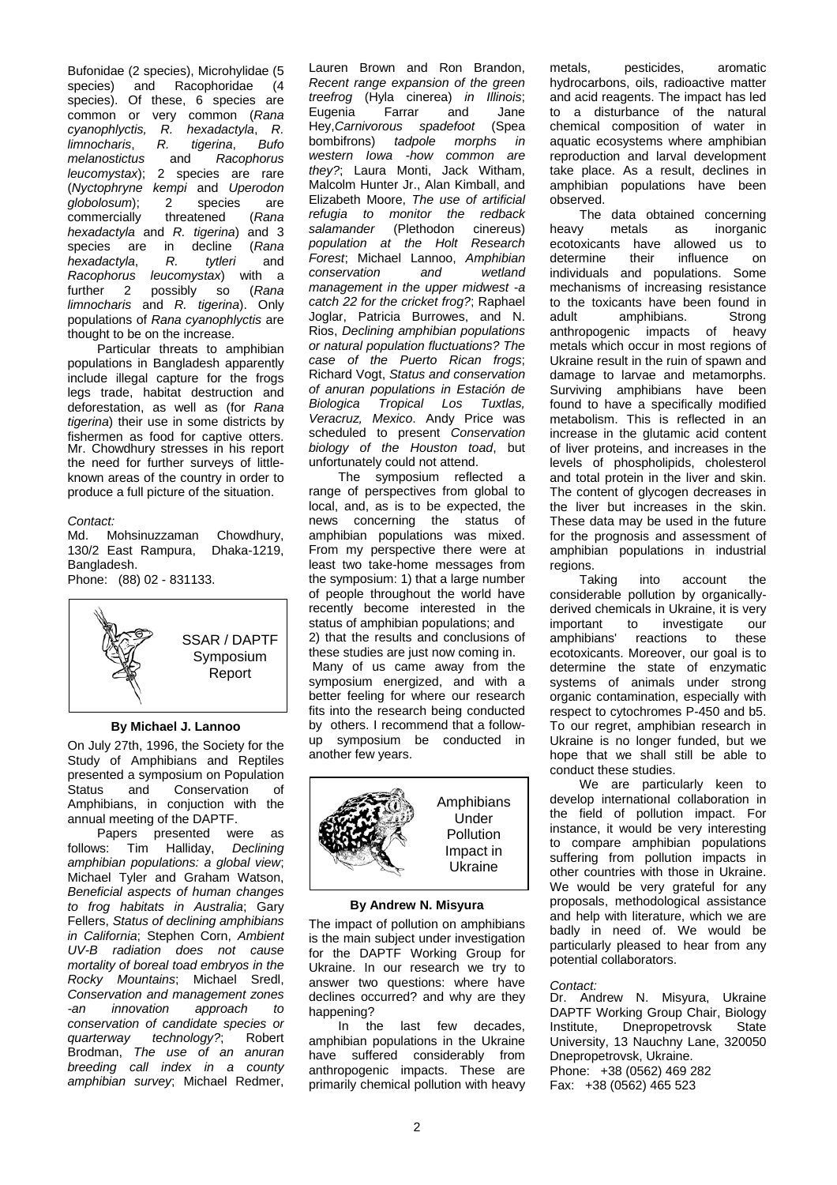Bufonidae (2 species), Microhylidae (5 species) and Racophoridae (4 species). Of these, 6 species are common or very common (*Rana cyanophlyctis, R. hexadactyla*, *R. limnocharis*, *R. tigerina*, *Bufo melanostictus* and *Racophorus leucomystax*); 2 species are rare (*Nyctophryne kempi* and *Uperodon globolosum*); 2 species are commercially threatened (*Rana hexadactyla* and *R. tigerina*) and 3 species are in decline (*Rana hexadactyla*, *R. tytleri* and *Racophorus leucomystax*) with a further 2 possibly so (*Rana limnocharis* and *R. tigerina*). Only populations of *Rana cyanophlyctis* are thought to be on the increase.

Particular threats to amphibian populations in Bangladesh apparently include illegal capture for the frogs legs trade, habitat destruction and deforestation, as well as (for *Rana tigerina*) their use in some districts by fishermen as food for captive otters. Mr. Chowdhury stresses in his report the need for further surveys of little-known areas of the country in order to produce a full picture of the situation.

*Contact:*
Md. Mohsinuzzaman Chowdhury, 130/2 East Rampura, Dhaka-1219, Bangladesh.
Phone: (88) 02 - 831133.

## SSAR / DAPTF Symposium Report

**By Michael J. Lannoo**

On July 27th, 1996, the Society for the Study of Amphibians and Reptiles presented a symposium on Population Status and Conservation of Amphibians, in conjuction with the annual meeting of the DAPTF.

Papers presented were as follows: Tim Halliday, *Declining amphibian populations: a global view*; Michael Tyler and Graham Watson, *Beneficial aspects of human changes to frog habitats in Australia*; Gary Fellers, *Status of declining amphibians in California*; Stephen Corn, *Ambient UV-B radiation does not cause mortality of boreal toad embryos in the Rocky Mountains*; Michael Sredl, *Conservation and management zones -an innovation approach to conservation of candidate species or quarterway technology?*; Robert Brodman, *The use of an anuran breeding call index in a county amphibian survey*; Michael Redmer, Lauren Brown and Ron Brandon, *Recent range expansion of the green treefrog* (Hyla cinerea) *in Illinois*; Eugenia Farrar and Jane Hey,*Carnivorous spadefoot* (Spea bombifrons) *tadpole morphs in western Iowa -how common are they?*; Laura Monti, Jack Witham, Malcolm Hunter Jr., Alan Kimball, and Elizabeth Moore, *The use of artificial refugia to monitor the redback salamander* (Plethodon cinereus) *population at the Holt Research Forest*; Michael Lannoo, *Amphibian conservation and wetland management in the upper midwest -a catch 22 for the cricket frog?*; Raphael Joglar, Patricia Burrowes, and N. Rios, *Declining amphibian populations or natural population fluctuations? The case of the Puerto Rican frogs*; Richard Vogt, *Status and conservation of anuran populations in Estación de Biologica Tropical Los Tuxtlas, Veracruz, Mexico*. Andy Price was scheduled to present *Conservation biology of the Houston toad*, but unfortunately could not attend.

The symposium reflected a range of perspectives from global to local, and, as is to be expected, the news concerning the status of amphibian populations was mixed. From my perspective there were at least two take-home messages from the symposium: 1) that a large number of people throughout the world have recently become interested in the status of amphibian populations; and 2) that the results and conclusions of these studies are just now coming in. Many of us came away from the symposium energized, and with a better feeling for where our research fits into the research being conducted by others. I recommend that a follow-up symposium be conducted in another few years.

## Amphibians Under Pollution Impact in Ukraine

**By Andrew N. Misyura**

The impact of pollution on amphibians is the main subject under investigation for the DAPTF Working Group for Ukraine. In our research we try to answer two questions: where have declines occurred? and why are they happening?

In the last few decades, amphibian populations in the Ukraine have suffered considerably from anthropogenic impacts. These are primarily chemical pollution with heavy metals, pesticides, aromatic hydrocarbons, oils, radioactive matter and acid reagents. The impact has led to a disturbance of the natural chemical composition of water in aquatic ecosystems where amphibian reproduction and larval development take place. As a result, declines in amphibian populations have been observed.

The data obtained concerning heavy metals as inorganic ecotoxicants have allowed us to determine their influence on individuals and populations. Some mechanisms of increasing resistance to the toxicants have been found in adult amphibians. Strong anthropogenic impacts of heavy metals which occur in most regions of Ukraine result in the ruin of spawn and damage to larvae and metamorphs. Surviving amphibians have been found to have a specifically modified metabolism. This is reflected in an increase in the glutamic acid content of liver proteins, and increases in the levels of phospholipids, cholesterol and total protein in the liver and skin. The content of glycogen decreases in the liver but increases in the skin. These data may be used in the future for the prognosis and assessment of amphibian populations in industrial regions.

Taking into account the considerable pollution by organically-derived chemicals in Ukraine, it is very important to investigate our amphibians' reactions to these ecotoxicants. Moreover, our goal is to determine the state of enzymatic systems of animals under strong organic contamination, especially with respect to cytochromes P-450 and b5. To our regret, amphibian research in Ukraine is no longer funded, but we hope that we shall still be able to conduct these studies.

We are particularly keen to develop international collaboration in the field of pollution impact. For instance, it would be very interesting to compare amphibian populations suffering from pollution impacts in other countries with those in Ukraine. We would be very grateful for any proposals, methodological assistance and help with literature, which we are badly in need of. We would be particularly pleased to hear from any potential collaborators.

*Contact:*
Dr. Andrew N. Misyura, Ukraine DAPTF Working Group Chair, Biology Institute, Dnepropetrovsk State University, 13 Nauchny Lane, 320050 Dnepropetrovsk, Ukraine.
Phone: +38 (0562) 469 282
Fax: +38 (0562) 465 523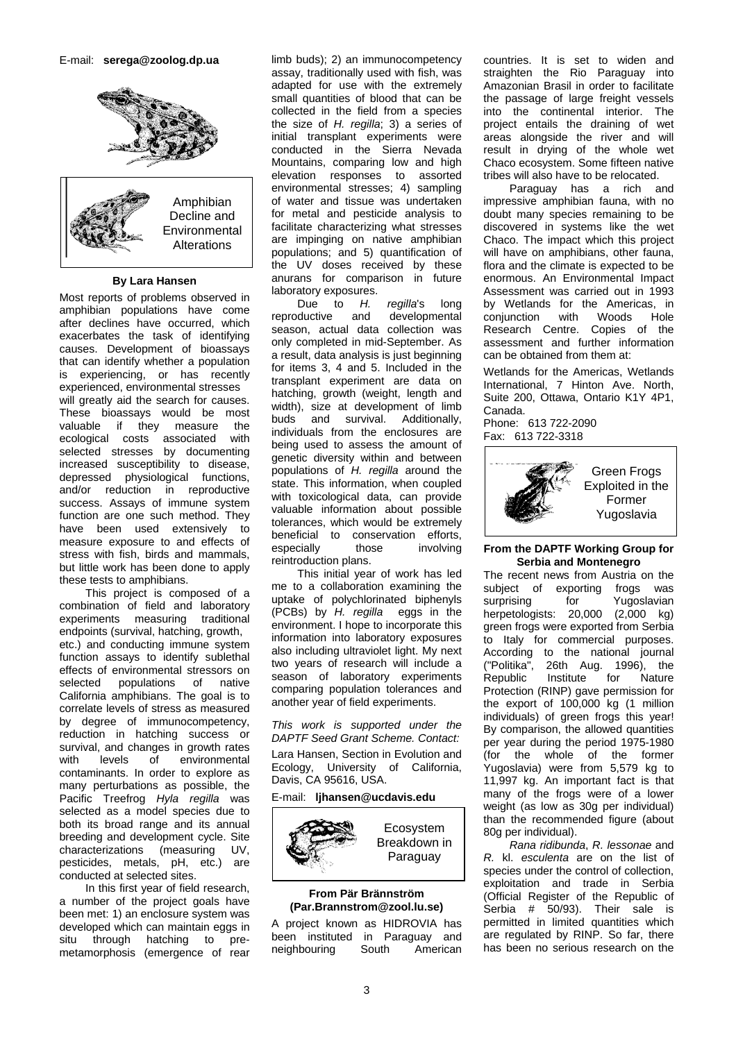E-mail: **serega@zoolog.dp.ua**

## Amphibian Decline and Environmental Alterations

**By Lara Hansen**

Most reports of problems observed in amphibian populations have come after declines have occurred, which exacerbates the task of identifying causes. Development of bioassays that can identify whether a population is experiencing, or has recently experienced, environmental stresses will greatly aid the search for causes. These bioassays would be most valuable if they measure the ecological costs associated with selected stresses by documenting increased susceptibility to disease, depressed physiological functions, and/or reduction in reproductive success. Assays of immune system function are one such method. They have been used extensively to measure exposure to and effects of stress with fish, birds and mammals, but little work has been done to apply these tests to amphibians.

This project is composed of a combination of field and laboratory experiments measuring traditional endpoints (survival, hatching, growth, etc.) and conducting immune system function assays to identify sublethal effects of environmental stressors on selected populations of native California amphibians. The goal is to correlate levels of stress as measured by degree of immunocompetency, reduction in hatching success or survival, and changes in growth rates with levels of environmental contaminants. In order to explore as many perturbations as possible, the Pacific Treefrog *Hyla regilla* was selected as a model species due to both its broad range and its annual breeding and development cycle. Site characterizations (measuring UV, pesticides, metals, pH, etc.) are conducted at selected sites.

In this first year of field research, a number of the project goals have been met: 1) an enclosure system was developed which can maintain eggs in situ through hatching to pre-metamorphosis (emergence of rear limb buds); 2) an immunocompetency assay, traditionally used with fish, was adapted for use with the extremely small quantities of blood that can be collected in the field from a species the size of *H. regilla*; 3) a series of initial transplant experiments were conducted in the Sierra Nevada Mountains, comparing low and high elevation responses to assorted environmental stresses; 4) sampling of water and tissue was undertaken for metal and pesticide analysis to facilitate characterizing what stresses are impinging on native amphibian populations; and 5) quantification of the UV doses received by these anurans for comparison in future laboratory exposures.

Due to *H. regilla*'s long reproductive and developmental season, actual data collection was only completed in mid-September. As a result, data analysis is just beginning for items 3, 4 and 5. Included in the transplant experiment are data on hatching, growth (weight, length and width), size at development of limb buds and survival. Additionally, individuals from the enclosures are being used to assess the amount of genetic diversity within and between populations of *H. regilla* around the state. This information, when coupled with toxicological data, can provide valuable information about possible tolerances, which would be extremely beneficial to conservation efforts, especially those involving reintroduction plans.

This initial year of work has led me to a collaboration examining the uptake of polychlorinated biphenyls (PCBs) by *H. regilla* eggs in the environment. I hope to incorporate this information into laboratory exposures also including ultraviolet light. My next two years of research will include a season of laboratory experiments comparing population tolerances and another year of field experiments.

*This work is supported under the DAPTF Seed Grant Scheme. Contact:*

Lara Hansen, Section in Evolution and Ecology, University of California, Davis, CA 95616, USA.

E-mail: **ljhansen@ucdavis.edu**

## Ecosystem Breakdown in Paraguay

**From Pär Brännström (Par.Brannstrom@zool.lu.se)**

A project known as HIDROVIA has been instituted in Paraguay and neighbouring South American countries. It is set to widen and straighten the Rio Paraguay into Amazonian Brasil in order to facilitate the passage of large freight vessels into the continental interior. The project entails the draining of wet areas alongside the river and will result in drying of the whole wet Chaco ecosystem. Some fifteen native tribes will also have to be relocated.

Paraguay has a rich and impressive amphibian fauna, with no doubt many species remaining to be discovered in systems like the wet Chaco. The impact which this project will have on amphibians, other fauna, flora and the climate is expected to be enormous. An Environmental Impact Assessment was carried out in 1993 by Wetlands for the Americas, in conjunction with Woods Hole Research Centre. Copies of the assessment and further information can be obtained from them at:

Wetlands for the Americas, Wetlands International, 7 Hinton Ave. North, Suite 200, Ottawa, Ontario K1Y 4P1, Canada.
Phone: 613 722-2090
Fax: 613 722-3318

## Green Frogs Exploited in the Former Yugoslavia

**From the DAPTF Working Group for Serbia and Montenegro**

The recent news from Austria on the subject of exporting frogs was surprising for Yugoslavian herpetologists: 20,000 (2,000 kg) green frogs were exported from Serbia to Italy for commercial purposes. According to the national journal ("Politika", 26th Aug. 1996), the Republic Institute for Nature Protection (RINP) gave permission for the export of 100,000 kg (1 million individuals) of green frogs this year! By comparison, the allowed quantities per year during the period 1975-1980 (for the whole of the former Yugoslavia) were from 5,579 kg to 11,997 kg. An important fact is that many of the frogs were of a lower weight (as low as 30g per individual) than the recommended figure (about 80g per individual).

*Rana ridibunda*, *R. lessonae* and *R.* kl. *esculenta* are on the list of species under the control of collection, exploitation and trade in Serbia (Official Register of the Republic of Serbia # 50/93). Their sale is permitted in limited quantities which are regulated by RINP. So far, there has been no serious research on the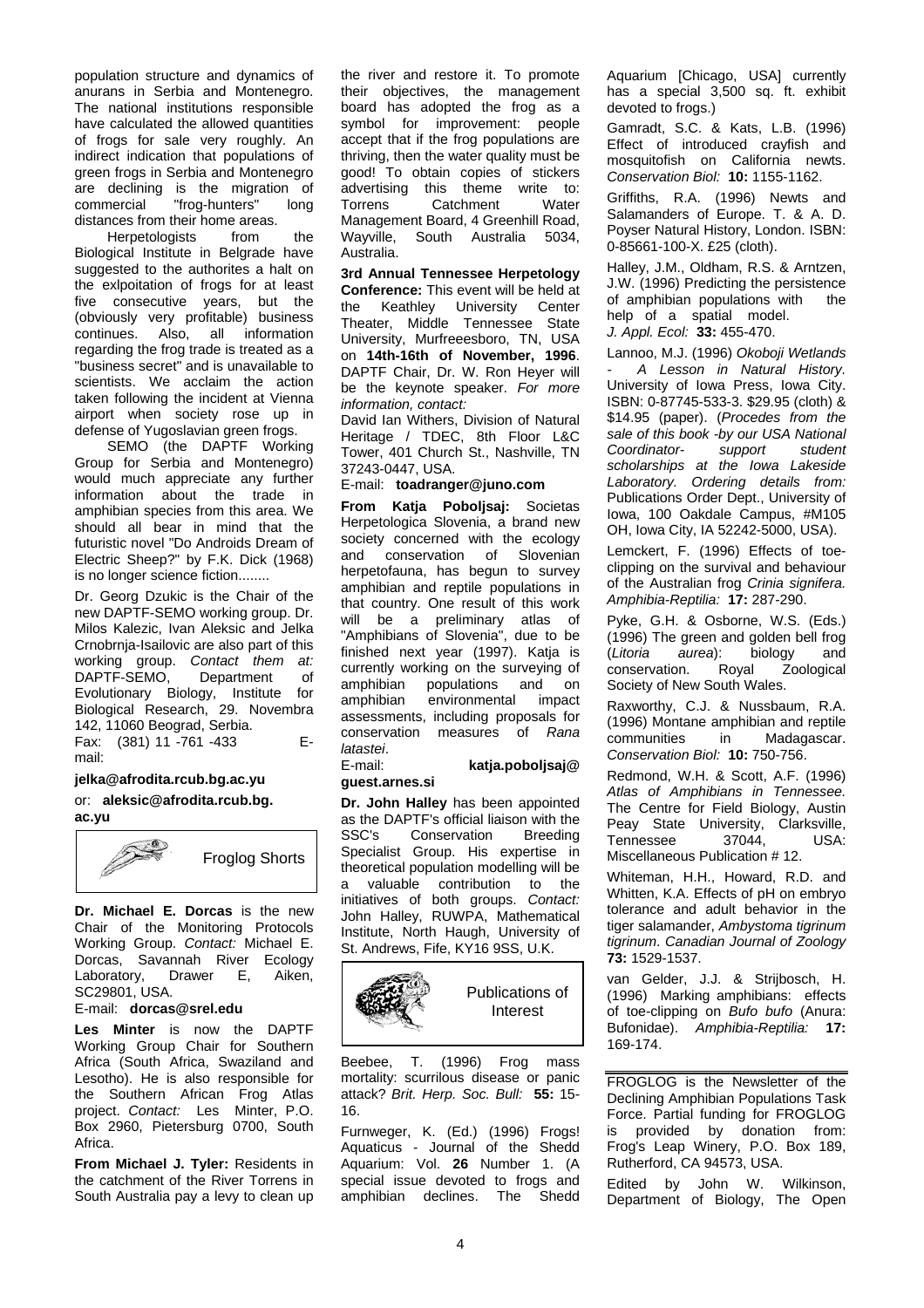population structure and dynamics of anurans in Serbia and Montenegro. The national institutions responsible have calculated the allowed quantities of frogs for sale very roughly. An indirect indication that populations of green frogs in Serbia and Montenegro are declining is the migration of commercial "frog-hunters" long distances from their home areas.

Herpetologists from the Biological Institute in Belgrade have suggested to the authorites a halt on the exlpoitation of frogs for at least five consecutive years, but the (obviously very profitable) business continues. Also, all information regarding the frog trade is treated as a "business secret" and is unavailable to scientists. We acclaim the action taken following the incident at Vienna airport when society rose up in defense of Yugoslavian green frogs.

SEMO (the DAPTF Working Group for Serbia and Montenegro) would much appreciate any further information about the trade in amphibian species from this area. We should all bear in mind that the futuristic novel "Do Androids Dream of Electric Sheep?" by F.K. Dick (1968) is no longer science fiction........

Dr. Georg Dzukic is the Chair of the new DAPTF-SEMO working group. Dr. Milos Kalezic, Ivan Aleksic and Jelka Crnobrnja-Isailovic are also part of this working group. *Contact them at:* DAPTF-SEMO, Department of Evolutionary Biology, Institute for Biological Research, 29. Novembra 142, 11060 Beograd, Serbia.
Fax: (381) 11 -761 -433 E-mail:

**jelka@afrodita.rcub.bg.ac.yu**

or: **aleksic@afrodita.rcub.bg.ac.yu**

## Froglog Shorts

**Dr. Michael E. Dorcas** is the new Chair of the Monitoring Protocols Working Group. *Contact:* Michael E. Dorcas, Savannah River Ecology Laboratory, Drawer E, Aiken, SC29801, USA.
E-mail: **dorcas@srel.edu**

**Les Minter** is now the DAPTF Working Group Chair for Southern Africa (South Africa, Swaziland and Lesotho). He is also responsible for the Southern African Frog Atlas project. *Contact:* Les Minter, P.O. Box 2960, Pietersburg 0700, South Africa.

**From Michael J. Tyler:** Residents in the catchment of the River Torrens in South Australia pay a levy to clean up the river and restore it. To promote their objectives, the management board has adopted the frog as a symbol for improvement: people accept that if the frog populations are thriving, then the water quality must be good! To obtain copies of stickers advertising this theme write to: Torrens Catchment Water Management Board, 4 Greenhill Road, Wayville, South Australia 5034, Australia.

**3rd Annual Tennessee Herpetology Conference:** This event will be held at the Keathley University Center Theater, Middle Tennessee State University, Murfreeesboro, TN, USA on **14th-16th of November, 1996**. DAPTF Chair, Dr. W. Ron Heyer will be the keynote speaker. *For more information, contact:*
David Ian Withers, Division of Natural Heritage / TDEC, 8th Floor L&C Tower, 401 Church St., Nashville, TN 37243-0447, USA.
E-mail: **toadranger@juno.com**

**From Katja Poboljsaj:** Societas Herpetologica Slovenia, a brand new society concerned with the ecology and conservation of Slovenian herpetofauna, has begun to survey amphibian and reptile populations in that country. One result of this work will be a preliminary atlas of "Amphibians of Slovenia", due to be finished next year (1997). Katja is currently working on the surveying of amphibian populations and on amphibian environmental impact assessments, including proposals for conservation measures of *Rana latastei*.
E-mail: **katja.poboljsaj@guest.arnes.si**

**Dr. John Halley** has been appointed as the DAPTF's official liaison with the SSC's Conservation Breeding Specialist Group. His expertise in theoretical population modelling will be a valuable contribution to the initiatives of both groups. *Contact:* John Halley, RUWPA, Mathematical Institute, North Haugh, University of St. Andrews, Fife, KY16 9SS, U.K.

## Publications of Interest

Beebee, T. (1996) Frog mass mortality: scurrilous disease or panic attack? *Brit. Herp. Soc. Bull:* **55:** 15-16.

Furnweger, K. (Ed.) (1996) Frogs! Aquaticus - Journal of the Shedd Aquarium: Vol. **26** Number 1. (A special issue devoted to frogs and amphibian declines. The Shedd Aquarium [Chicago, USA] currently has a special 3,500 sq. ft. exhibit devoted to frogs.)

Gamradt, S.C. & Kats, L.B. (1996) Effect of introduced crayfish and mosquitofish on California newts. *Conservation Biol:* **10:** 1155-1162.

Griffiths, R.A. (1996) Newts and Salamanders of Europe. T. & A. D. Poyser Natural History, London. ISBN: 0-85661-100-X. £25 (cloth).

Halley, J.M., Oldham, R.S. & Arntzen, J.W. (1996) Predicting the persistence of amphibian populations with the help of a spatial model. *J. Appl. Ecol:* **33:** 455-470.

Lannoo, M.J. (1996) *Okoboji Wetlands - A Lesson in Natural History.* University of Iowa Press, Iowa City. ISBN: 0-87745-533-3. $29.95 (cloth) & $14.95 (paper). (*Procedes from the sale of this book -by our USA National Coordinator- support student scholarships at the Iowa Lakeside Laboratory. Ordering details from:* Publications Order Dept., University of Iowa, 100 Oakdale Campus, #M105 OH, Iowa City, IA 52242-5000, USA).

Lemckert, F. (1996) Effects of toe-clipping on the survival and behaviour of the Australian frog *Crinia signifera. Amphibia-Reptilia:* **17:** 287-290.

Pyke, G.H. & Osborne, W.S. (Eds.) (1996) The green and golden bell frog (*Litoria aurea*): biology and conservation. Royal Zoological Society of New South Wales.

Raxworthy, C.J. & Nussbaum, R.A. (1996) Montane amphibian and reptile communities in Madagascar. *Conservation Biol:* **10:** 750-756.

Redmond, W.H. & Scott, A.F. (1996) *Atlas of Amphibians in Tennessee.* The Centre for Field Biology, Austin Peay State University, Clarksville, Tennessee 37044, USA: Miscellaneous Publication # 12.

Whiteman, H.H., Howard, R.D. and Whitten, K.A. Effects of pH on embryo tolerance and adult behavior in the tiger salamander, *Ambystoma tigrinum tigrinum*. *Canadian Journal of Zoology* **73:** 1529-1537.

van Gelder, J.J. & Strijbosch, H. (1996) Marking amphibians: effects of toe-clipping on *Bufo bufo* (Anura: Bufonidae). *Amphibia-Reptilia:* **17:** 169-174.

---

FROGLOG is the Newsletter of the Declining Amphibian Populations Task Force. Partial funding for FROGLOG is provided by donation from: Frog's Leap Winery, P.O. Box 189, Rutherford, CA 94573, USA.

Edited by John W. Wilkinson, Department of Biology, The Open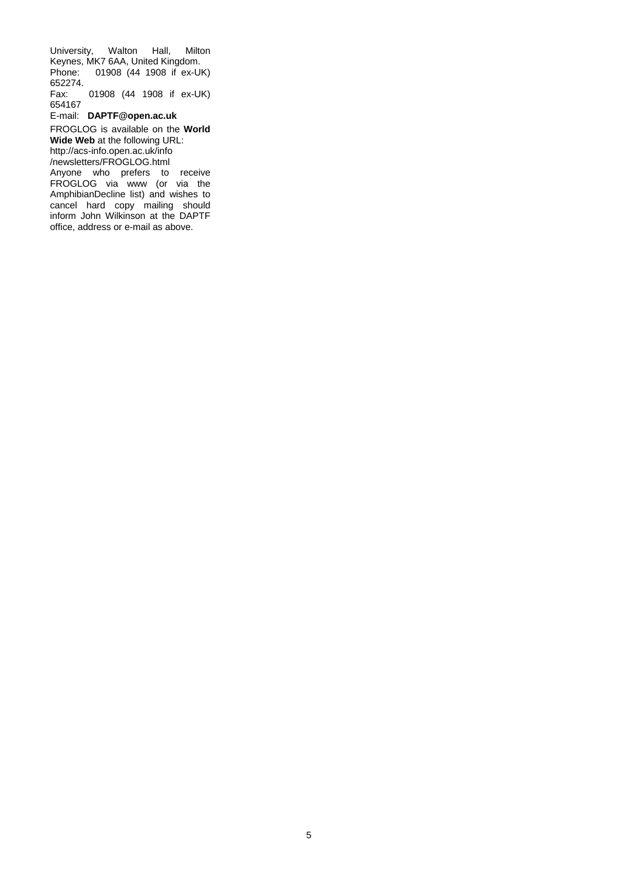University, Walton Hall, Milton Keynes, MK7 6AA, United Kingdom.
Phone: 01908 (44 1908 if ex-UK) 652274.
Fax: 01908 (44 1908 if ex-UK) 654167
E-mail: **DAPTF@open.ac.uk**

FROGLOG is available on the **World Wide Web** at the following URL:
http://acs-info.open.ac.uk/info/newsletters/FROGLOG.html
Anyone who prefers to receive FROGLOG via www (or via the AmphibianDecline list) and wishes to cancel hard copy mailing should inform John Wilkinson at the DAPTF office, address or e-mail as above.